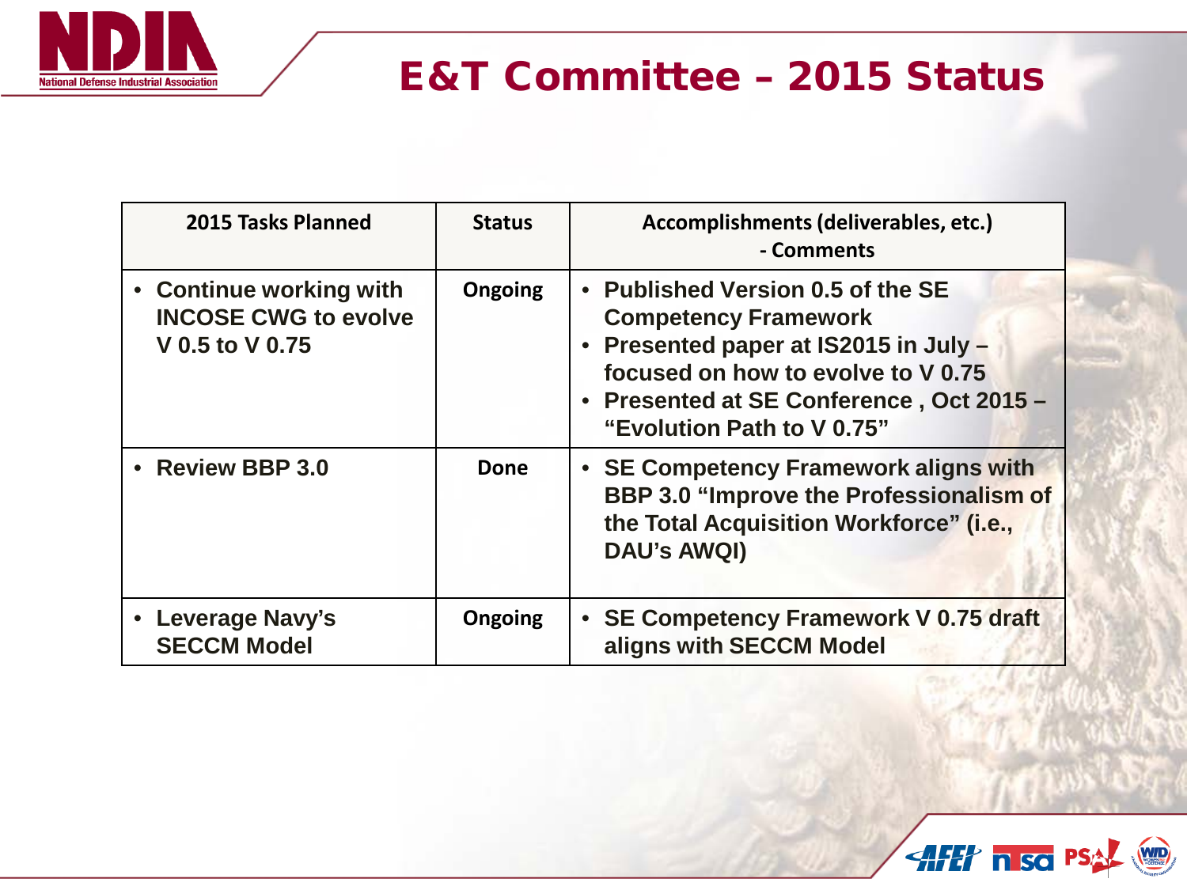# E&T Committee – 2015 Status

| 2015 Tasks Planned | Status | Accomplishments (deliverables, etc.) - Comments |
|---|---|---|
| • Continue working with INCOSE CWG to evolve V 0.5 to V 0.75 | Ongoing | • Published Version 0.5 of the SE Competency Framework<br>• Presented paper at IS2015 in July – focused on how to evolve to V 0.75<br>• Presented at SE Conference , Oct 2015 – "Evolution Path to V 0.75" |
| • Review BBP 3.0 | Done | • SE Competency Framework aligns with BBP 3.0 "Improve the Professionalism of the Total Acquisition Workforce" (i.e., DAU's AWQI) |
| • Leverage Navy's SECCM Model | Ongoing | • SE Competency Framework V 0.75 draft aligns with SECCM Model |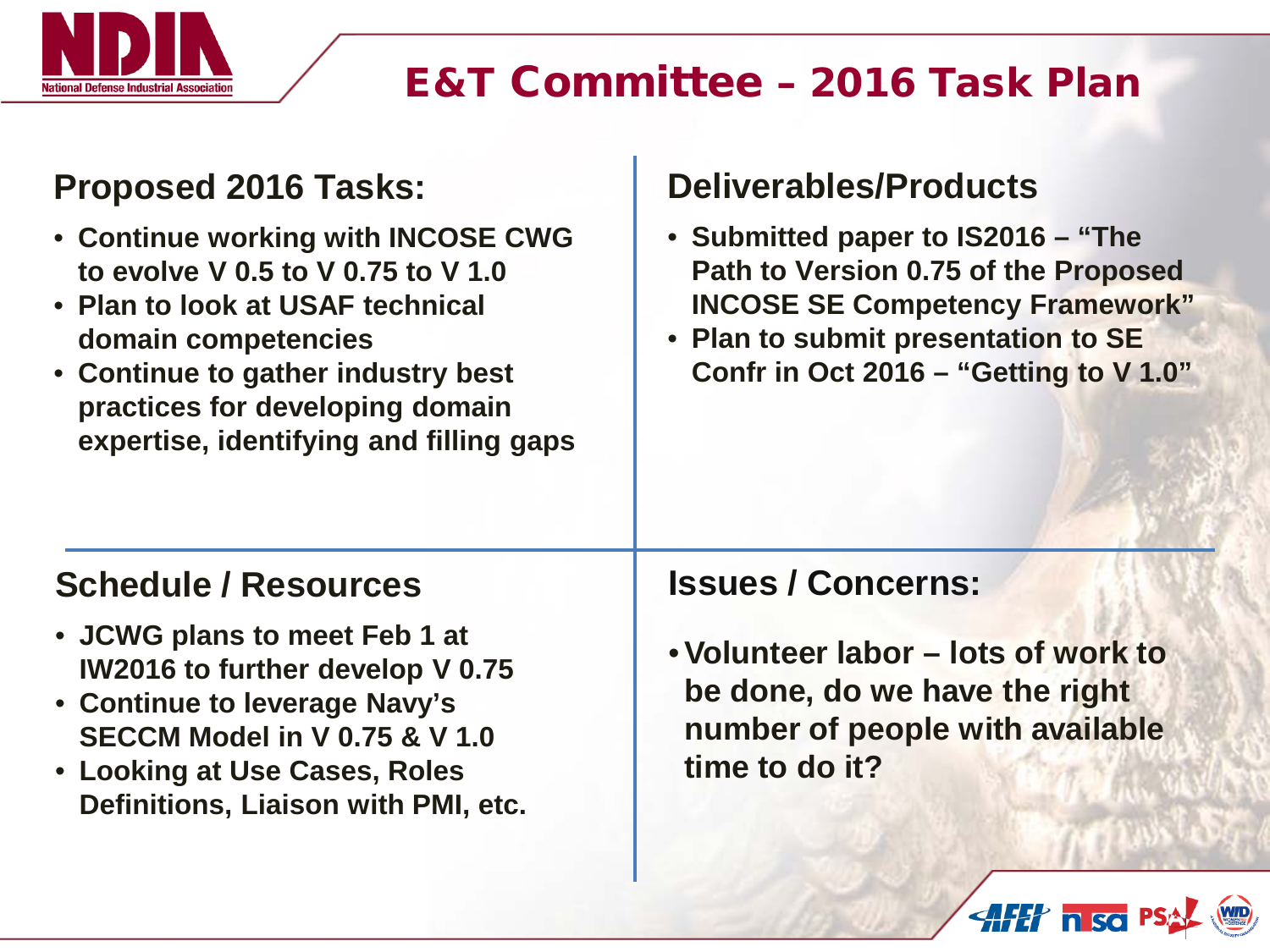# E&T Committee – 2016 Task Plan

## Proposed 2016 Tasks:

- **Continue working with INCOSE CWG to evolve V 0.5 to V 0.75 to V 1.0**
- **Plan to look at USAF technical domain competencies**
- **Continue to gather industry best practices for developing domain expertise, identifying and filling gaps**

## Deliverables/Products

- **Submitted paper to IS2016 – "The Path to Version 0.75 of the Proposed INCOSE SE Competency Framework"**
- **Plan to submit presentation to SE Confr in Oct 2016 – "Getting to V 1.0"**

## Schedule / Resources

- **JCWG plans to meet Feb 1 at IW2016 to further develop V 0.75**
- **Continue to leverage Navy's SECCM Model in V 0.75 & V 1.0**
- **Looking at Use Cases, Roles Definitions, Liaison with PMI, etc.**

## Issues / Concerns:

- **Volunteer labor – lots of work to be done, do we have the right number of people with available time to do it?**